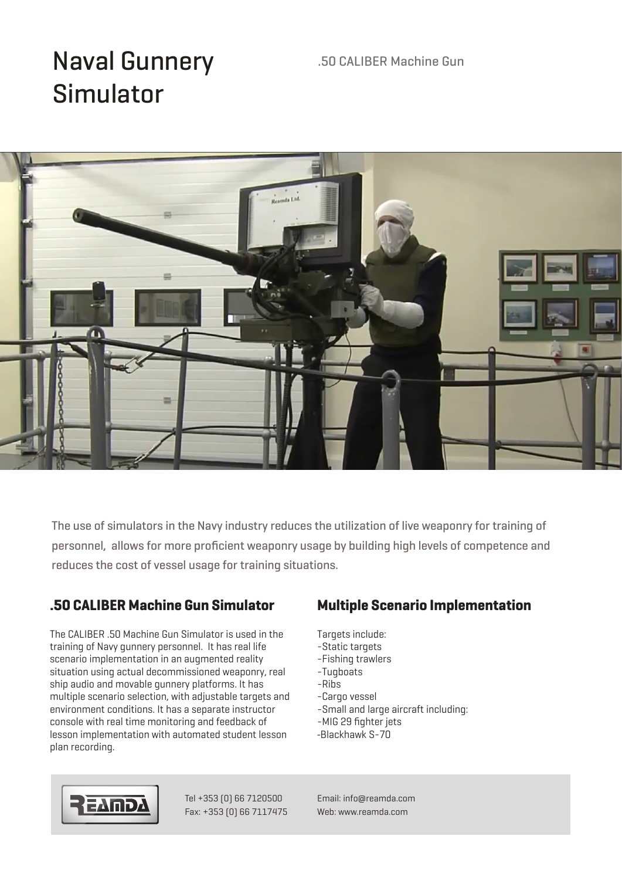# Naval Gunnery Simulator

.50 CALIBER Machine Gun

The use of simulators in the Navy industry reduces the utilization of live weaponry for training of personnel, allows for more proficient weaponry usage by building high levels of competence and reduces the cost of vessel usage for training situations.

## .50 CALIBER Machine Gun Simulator

The CALIBER .50 Machine Gun Simulator is used in the training of Navy gunnery personnel. It has real life scenario implementation in an augmented reality situation using actual decommissioned weaponry, real ship audio and movable gunnery platforms. It has multiple scenario selection, with adjustable targets and environment conditions. It has a separate instructor console with real time monitoring and feedback of lesson implementation with automated student lesson plan recording.

## Multiple Scenario Implementation

Targets include:
- Static targets
- Fishing trawlers
- Tugboats
- Ribs
- Cargo vessel
- Small and large aircraft including:
- MIG 29 fighter jets
- Blackhawk S-70

REAMDA

Tel +353 (0) 66 7120500
Fax: +353 (0) 66 7117475

Email: info@reamda.com
Web: www.reamda.com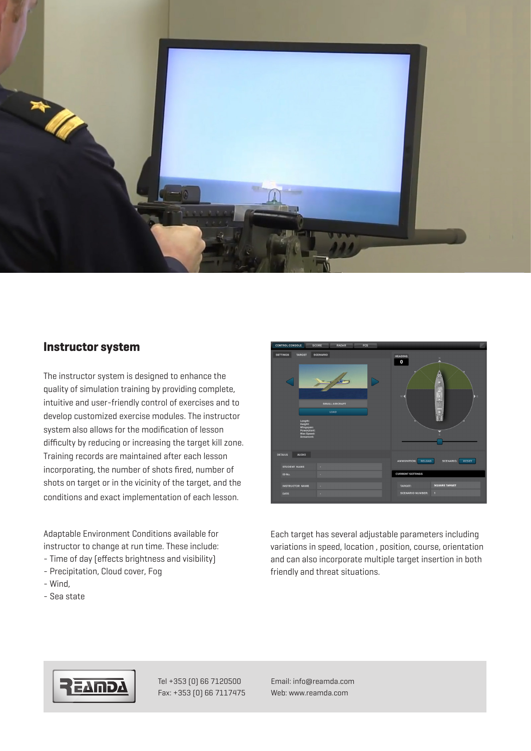## Instructor system

The instructor system is designed to enhance the quality of simulation training by providing complete, intuitive and user-friendly control of exercises and to develop customized exercise modules. The instructor system also allows for the modification of lesson difficulty by reducing or increasing the target kill zone. Training records are maintained after each lesson incorporating, the number of shots fired, number of shots on target or in the vicinity of the target, and the conditions and exact implementation of each lesson.

Adaptable Environment Conditions available for instructor to change at run time. These include:

- Time of day (effects brightness and visibility)
- Precipitation, Cloud cover, Fog
- Wind,
- Sea state

Each target has several adjustable parameters including variations in speed, location , position, course, orientation and can also incorporate multiple target insertion in both friendly and threat situations.

Tel +353 (0) 66 7120500
Fax: +353 (0) 66 7117475

Email: info@reamda.com
Web: www.reamda.com